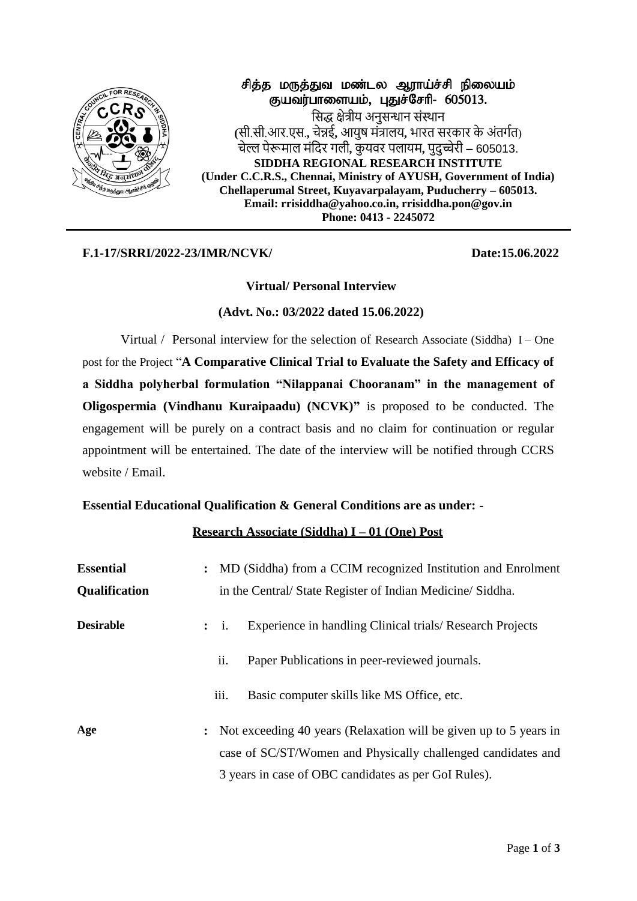சித்த மருத்துவ மண்டல ஆராய்ச்சி நிலையம்
குயவர்பாளையம், புதுச்சேரி- 605013.
सिद्ध क्षेत्रीय अनुसन्धान संस्थान
(सी.सी.आर.एस., चेन्नई, आयुष मंत्रालय, भारत सरकार के अंतर्गत)
चेल्ल पेरूमाल मंदिर गली, कुयवर पलायम, पुदुच्चेरी – 605013.
**SIDDHA REGIONAL RESEARCH INSTITUTE**
**(Under C.C.R.S., Chennai, Ministry of AYUSH, Government of India)**
**Chellaperumal Street, Kuyavarpalayam, Puducherry – 605013.**
**Email: rrisiddha@yahoo.co.in, rrisiddha.pon@gov.in**
**Phone: 0413 - 2245072**

---

**F.1-17/SRRI/2022-23/IMR/NCVK/** **Date:15.06.2022**

**Virtual/ Personal Interview**

**(Advt. No.: 03/2022 dated 15.06.2022)**

Virtual / Personal interview for the selection of Research Associate (Siddha) I – One post for the Project "**A Comparative Clinical Trial to Evaluate the Safety and Efficacy of a Siddha polyherbal formulation "Nilappanai Chooranam" in the management of Oligospermia (Vindhanu Kuraipaadu) (NCVK)"** is proposed to be conducted. The engagement will be purely on a contract basis and no claim for continuation or regular appointment will be entertained. The date of the interview will be notified through CCRS website / Email.

**Essential Educational Qualification & General Conditions are as under: -**

**Research Associate (Siddha) I – 01 (One) Post**

| | | |
|---|---|---|
| **Essential Qualification** | : | MD (Siddha) from a CCIM recognized Institution and Enrolment in the Central/ State Register of Indian Medicine/ Siddha. |
| **Desirable** | : | i. Experience in handling Clinical trials/ Research Projects<br>ii. Paper Publications in peer-reviewed journals.<br>iii. Basic computer skills like MS Office, etc. |
| **Age** | : | Not exceeding 40 years (Relaxation will be given up to 5 years in case of SC/ST/Women and Physically challenged candidates and 3 years in case of OBC candidates as per GoI Rules). |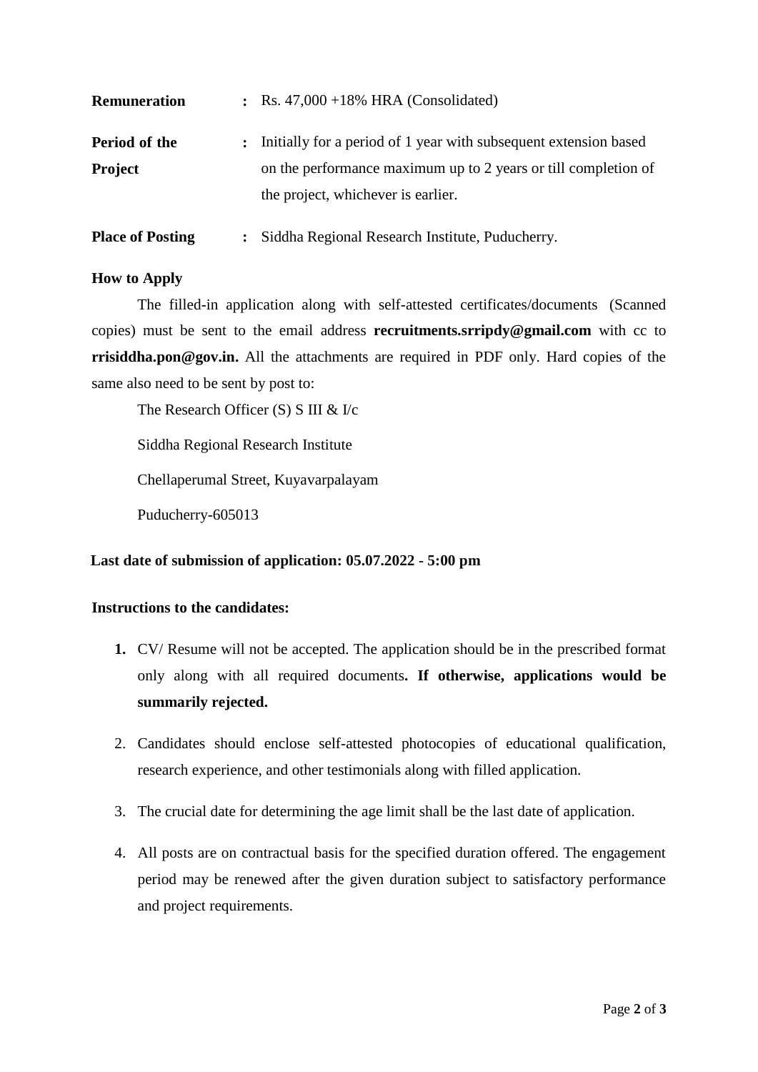**Remuneration** : Rs. 47,000 +18% HRA (Consolidated)

**Period of the Project** : Initially for a period of 1 year with subsequent extension based on the performance maximum up to 2 years or till completion of the project, whichever is earlier.

**Place of Posting** : Siddha Regional Research Institute, Puducherry.

**How to Apply**

The filled-in application along with self-attested certificates/documents (Scanned copies) must be sent to the email address **recruitments.srripdy@gmail.com** with cc to **rrisiddha.pon@gov.in.** All the attachments are required in PDF only. Hard copies of the same also need to be sent by post to:

The Research Officer (S) S III & I/c

Siddha Regional Research Institute

Chellaperumal Street, Kuyavarpalayam

Puducherry-605013

**Last date of submission of application: 05.07.2022 - 5:00 pm**

**Instructions to the candidates:**

1. CV/ Resume will not be accepted. The application should be in the prescribed format only along with all required documents**. If otherwise, applications would be summarily rejected.**
2. Candidates should enclose self-attested photocopies of educational qualification, research experience, and other testimonials along with filled application.
3. The crucial date for determining the age limit shall be the last date of application.
4. All posts are on contractual basis for the specified duration offered. The engagement period may be renewed after the given duration subject to satisfactory performance and project requirements.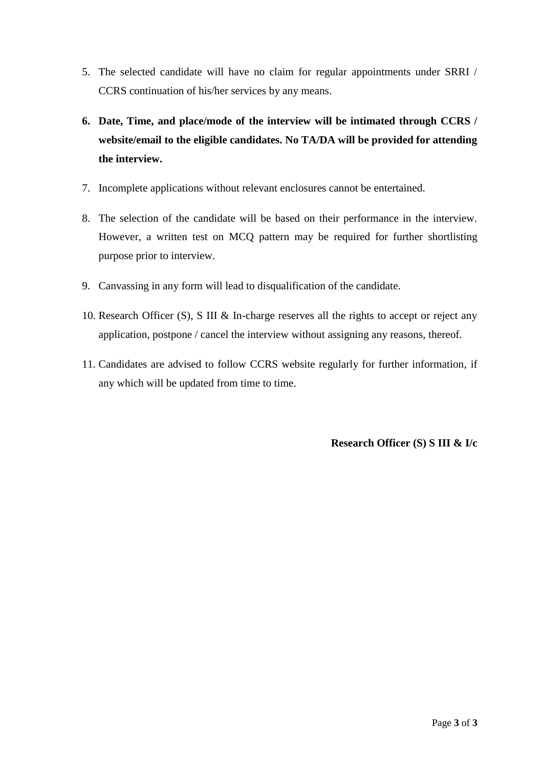5. The selected candidate will have no claim for regular appointments under SRRI / CCRS continuation of his/her services by any means.

6. **Date, Time, and place/mode of the interview will be intimated through CCRS / website/email to the eligible candidates. No TA/DA will be provided for attending the interview.**

7. Incomplete applications without relevant enclosures cannot be entertained.

8. The selection of the candidate will be based on their performance in the interview. However, a written test on MCQ pattern may be required for further shortlisting purpose prior to interview.

9. Canvassing in any form will lead to disqualification of the candidate.

10. Research Officer (S), S III & In-charge reserves all the rights to accept or reject any application, postpone / cancel the interview without assigning any reasons, thereof.

11. Candidates are advised to follow CCRS website regularly for further information, if any which will be updated from time to time.

**Research Officer (S) S III & I/c**